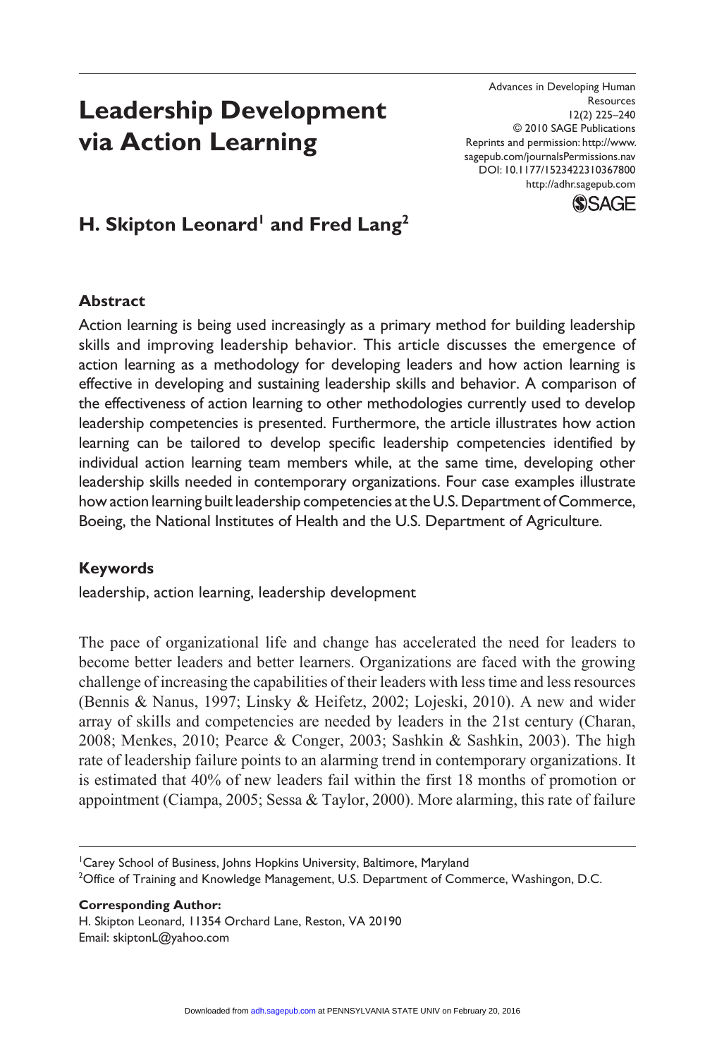# Leadership Development via Action Learning

## H. Skipton Leonard[1] and Fred Lang[2]

### Abstract

Action learning is being used increasingly as a primary method for building leadership skills and improving leadership behavior. This article discusses the emergence of action learning as a methodology for developing leaders and how action learning is effective in developing and sustaining leadership skills and behavior. A comparison of the effectiveness of action learning to other methodologies currently used to develop leadership competencies is presented. Furthermore, the article illustrates how action learning can be tailored to develop specific leadership competencies identified by individual action learning team members while, at the same time, developing other leadership skills needed in contemporary organizations. Four case examples illustrate how action learning built leadership competencies at the U.S. Department of Commerce, Boeing, the National Institutes of Health and the U.S. Department of Agriculture.

### Keywords

leadership, action learning, leadership development

The pace of organizational life and change has accelerated the need for leaders to become better leaders and better learners. Organizations are faced with the growing challenge of increasing the capabilities of their leaders with less time and less resources (Bennis & Nanus, 1997; Linsky & Heifetz, 2002; Lojeski, 2010). A new and wider array of skills and competencies are needed by leaders in the 21st century (Charan, 2008; Menkes, 2010; Pearce & Conger, 2003; Sashkin & Sashkin, 2003). The high rate of leadership failure points to an alarming trend in contemporary organizations. It is estimated that 40% of new leaders fail within the first 18 months of promotion or appointment (Ciampa, 2005; Sessa & Taylor, 2000). More alarming, this rate of failure

[1]Carey School of Business, Johns Hopkins University, Baltimore, Maryland
[2]Office of Training and Knowledge Management, U.S. Department of Commerce, Washington, D.C.

**Corresponding Author:**
H. Skipton Leonard, 11354 Orchard Lane, Reston, VA 20190
Email: skiptonL@yahoo.com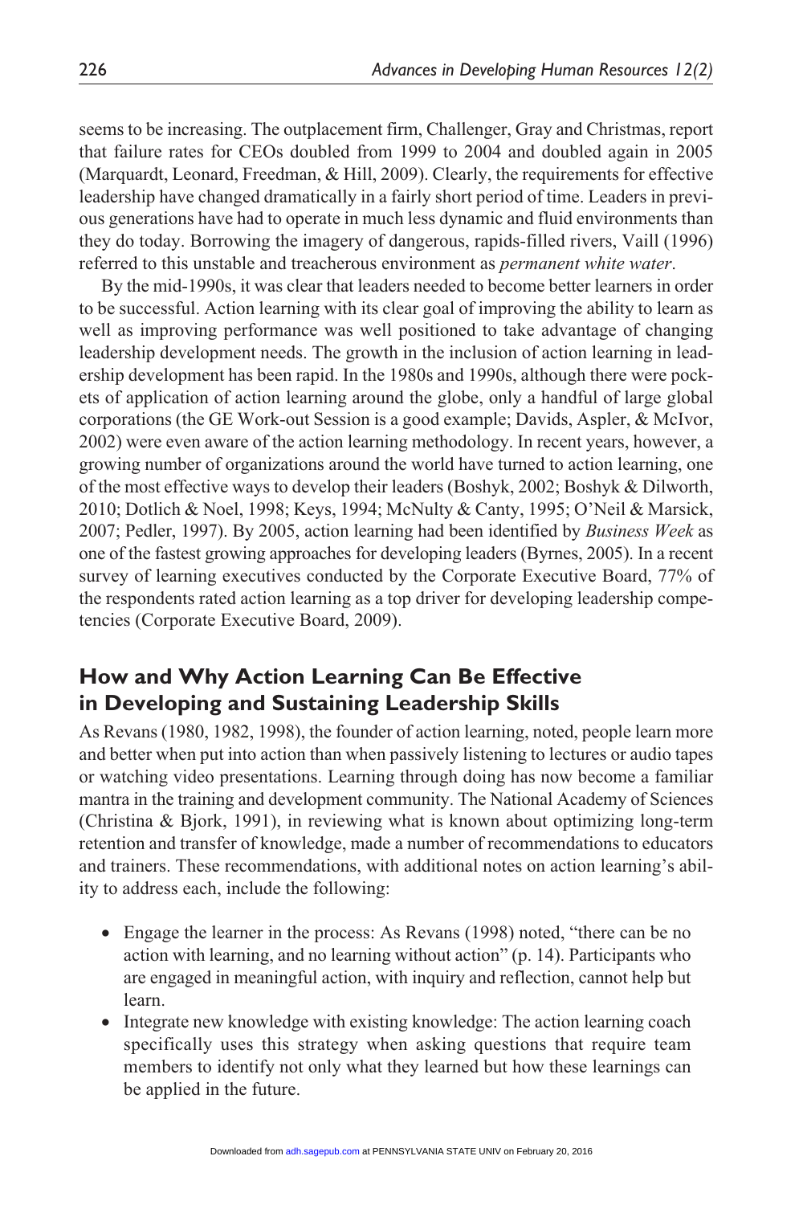seems to be increasing. The outplacement firm, Challenger, Gray and Christmas, report that failure rates for CEOs doubled from 1999 to 2004 and doubled again in 2005 (Marquardt, Leonard, Freedman, & Hill, 2009). Clearly, the requirements for effective leadership have changed dramatically in a fairly short period of time. Leaders in previous generations have had to operate in much less dynamic and fluid environments than they do today. Borrowing the imagery of dangerous, rapids-filled rivers, Vaill (1996) referred to this unstable and treacherous environment as *permanent white water*.

By the mid-1990s, it was clear that leaders needed to become better learners in order to be successful. Action learning with its clear goal of improving the ability to learn as well as improving performance was well positioned to take advantage of changing leadership development needs. The growth in the inclusion of action learning in leadership development has been rapid. In the 1980s and 1990s, although there were pockets of application of action learning around the globe, only a handful of large global corporations (the GE Work-out Session is a good example; Davids, Aspler, & McIvor, 2002) were even aware of the action learning methodology. In recent years, however, a growing number of organizations around the world have turned to action learning, one of the most effective ways to develop their leaders (Boshyk, 2002; Boshyk & Dilworth, 2010; Dotlich & Noel, 1998; Keys, 1994; McNulty & Canty, 1995; O'Neil & Marsick, 2007; Pedler, 1997). By 2005, action learning had been identified by *Business Week* as one of the fastest growing approaches for developing leaders (Byrnes, 2005). In a recent survey of learning executives conducted by the Corporate Executive Board, 77% of the respondents rated action learning as a top driver for developing leadership competencies (Corporate Executive Board, 2009).

## How and Why Action Learning Can Be Effective in Developing and Sustaining Leadership Skills

As Revans (1980, 1982, 1998), the founder of action learning, noted, people learn more and better when put into action than when passively listening to lectures or audio tapes or watching video presentations. Learning through doing has now become a familiar mantra in the training and development community. The National Academy of Sciences (Christina & Bjork, 1991), in reviewing what is known about optimizing long-term retention and transfer of knowledge, made a number of recommendations to educators and trainers. These recommendations, with additional notes on action learning's ability to address each, include the following:

- Engage the learner in the process: As Revans (1998) noted, "there can be no action with learning, and no learning without action" (p. 14). Participants who are engaged in meaningful action, with inquiry and reflection, cannot help but learn.
- Integrate new knowledge with existing knowledge: The action learning coach specifically uses this strategy when asking questions that require team members to identify not only what they learned but how these learnings can be applied in the future.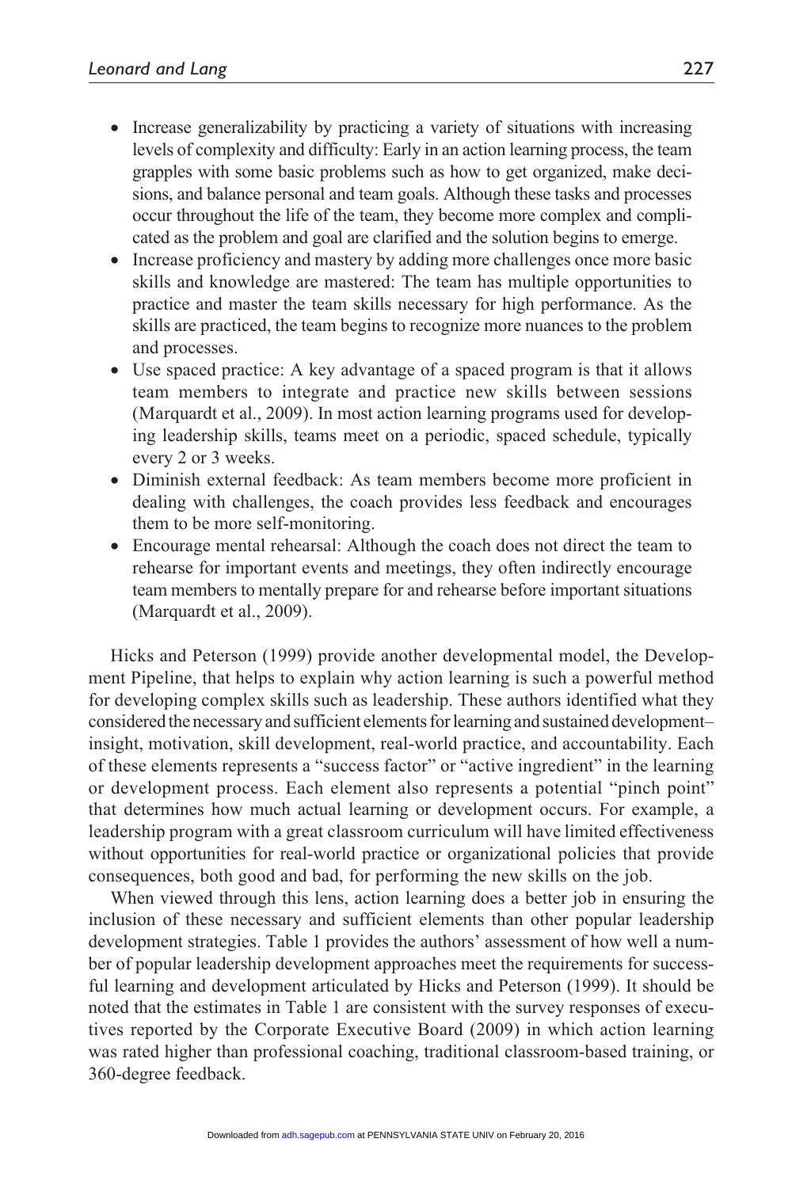- Increase generalizability by practicing a variety of situations with increasing levels of complexity and difficulty: Early in an action learning process, the team grapples with some basic problems such as how to get organized, make decisions, and balance personal and team goals. Although these tasks and processes occur throughout the life of the team, they become more complex and complicated as the problem and goal are clarified and the solution begins to emerge.
- Increase proficiency and mastery by adding more challenges once more basic skills and knowledge are mastered: The team has multiple opportunities to practice and master the team skills necessary for high performance. As the skills are practiced, the team begins to recognize more nuances to the problem and processes.
- Use spaced practice: A key advantage of a spaced program is that it allows team members to integrate and practice new skills between sessions (Marquardt et al., 2009). In most action learning programs used for developing leadership skills, teams meet on a periodic, spaced schedule, typically every 2 or 3 weeks.
- Diminish external feedback: As team members become more proficient in dealing with challenges, the coach provides less feedback and encourages them to be more self-monitoring.
- Encourage mental rehearsal: Although the coach does not direct the team to rehearse for important events and meetings, they often indirectly encourage team members to mentally prepare for and rehearse before important situations (Marquardt et al., 2009).

Hicks and Peterson (1999) provide another developmental model, the Development Pipeline, that helps to explain why action learning is such a powerful method for developing complex skills such as leadership. These authors identified what they considered the necessary and sufficient elements for learning and sustained development–insight, motivation, skill development, real-world practice, and accountability. Each of these elements represents a "success factor" or "active ingredient" in the learning or development process. Each element also represents a potential "pinch point" that determines how much actual learning or development occurs. For example, a leadership program with a great classroom curriculum will have limited effectiveness without opportunities for real-world practice or organizational policies that provide consequences, both good and bad, for performing the new skills on the job.

When viewed through this lens, action learning does a better job in ensuring the inclusion of these necessary and sufficient elements than other popular leadership development strategies. Table 1 provides the authors' assessment of how well a number of popular leadership development approaches meet the requirements for successful learning and development articulated by Hicks and Peterson (1999). It should be noted that the estimates in Table 1 are consistent with the survey responses of executives reported by the Corporate Executive Board (2009) in which action learning was rated higher than professional coaching, traditional classroom-based training, or 360-degree feedback.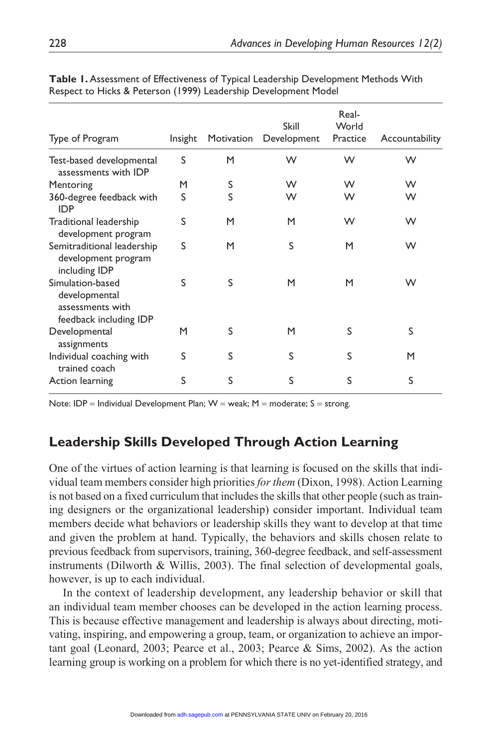**Table 1.** Assessment of Effectiveness of Typical Leadership Development Methods With Respect to Hicks & Peterson (1999) Leadership Development Model

| Type of Program | Insight | Motivation | Skill Development | Real-World Practice | Accountability |
|---|---|---|---|---|---|
| Test-based developmental assessments with IDP | S | M | W | W | W |
| Mentoring | M | S | W | W | W |
| 360-degree feedback with IDP | S | S | W | W | W |
| Traditional leadership development program | S | M | M | W | W |
| Semitraditional leadership development program including IDP | S | M | S | M | W |
| Simulation-based developmental assessments with feedback including IDP | S | S | M | M | W |
| Developmental assignments | M | S | M | S | S |
| Individual coaching with trained coach | S | S | S | S | M |
| Action learning | S | S | S | S | S |

Note: IDP = Individual Development Plan; W = weak; M = moderate; S = strong.

## Leadership Skills Developed Through Action Learning

One of the virtues of action learning is that learning is focused on the skills that individual team members consider high priorities *for them* (Dixon, 1998). Action Learning is not based on a fixed curriculum that includes the skills that other people (such as training designers or the organizational leadership) consider important. Individual team members decide what behaviors or leadership skills they want to develop at that time and given the problem at hand. Typically, the behaviors and skills chosen relate to previous feedback from supervisors, training, 360-degree feedback, and self-assessment instruments (Dilworth & Willis, 2003). The final selection of developmental goals, however, is up to each individual.

In the context of leadership development, any leadership behavior or skill that an individual team member chooses can be developed in the action learning process. This is because effective management and leadership is always about directing, motivating, inspiring, and empowering a group, team, or organization to achieve an important goal (Leonard, 2003; Pearce et al., 2003; Pearce & Sims, 2002). As the action learning group is working on a problem for which there is no yet-identified strategy, and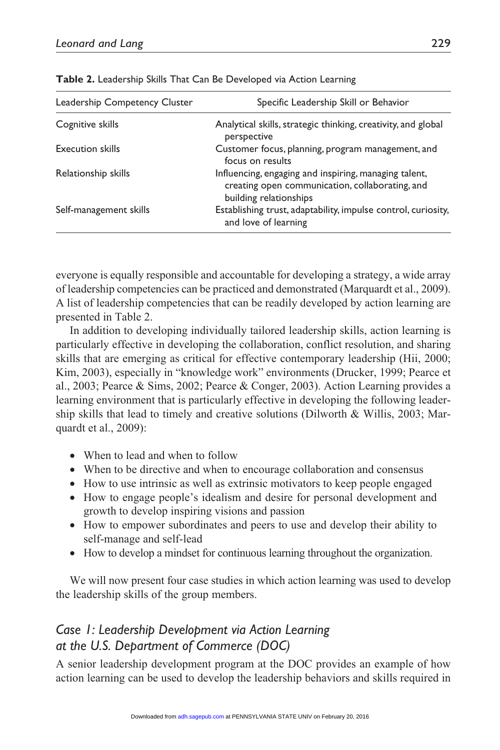**Table 2.** Leadership Skills That Can Be Developed via Action Learning

| Leadership Competency Cluster | Specific Leadership Skill or Behavior |
|---|---|
| Cognitive skills | Analytical skills, strategic thinking, creativity, and global perspective |
| Execution skills | Customer focus, planning, program management, and focus on results |
| Relationship skills | Influencing, engaging and inspiring, managing talent, creating open communication, collaborating, and building relationships |
| Self-management skills | Establishing trust, adaptability, impulse control, curiosity, and love of learning |

everyone is equally responsible and accountable for developing a strategy, a wide array of leadership competencies can be practiced and demonstrated (Marquardt et al., 2009). A list of leadership competencies that can be readily developed by action learning are presented in Table 2.

In addition to developing individually tailored leadership skills, action learning is particularly effective in developing the collaboration, conflict resolution, and sharing skills that are emerging as critical for effective contemporary leadership (Hii, 2000; Kim, 2003), especially in "knowledge work" environments (Drucker, 1999; Pearce et al., 2003; Pearce & Sims, 2002; Pearce & Conger, 2003). Action Learning provides a learning environment that is particularly effective in developing the following leadership skills that lead to timely and creative solutions (Dilworth & Willis, 2003; Marquardt et al., 2009):

- When to lead and when to follow
- When to be directive and when to encourage collaboration and consensus
- How to use intrinsic as well as extrinsic motivators to keep people engaged
- How to engage people's idealism and desire for personal development and growth to develop inspiring visions and passion
- How to empower subordinates and peers to use and develop their ability to self-manage and self-lead
- How to develop a mindset for continuous learning throughout the organization.

We will now present four case studies in which action learning was used to develop the leadership skills of the group members.

## *Case 1: Leadership Development via Action Learning at the U.S. Department of Commerce (DOC)*

A senior leadership development program at the DOC provides an example of how action learning can be used to develop the leadership behaviors and skills required in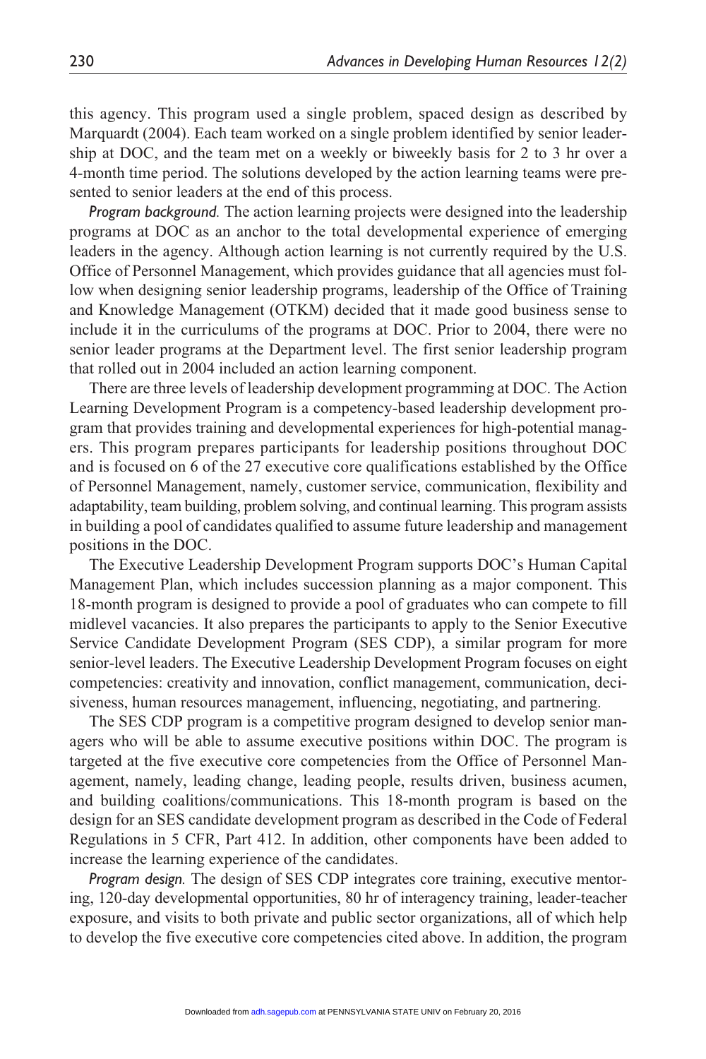this agency. This program used a single problem, spaced design as described by Marquardt (2004). Each team worked on a single problem identified by senior leadership at DOC, and the team met on a weekly or biweekly basis for 2 to 3 hr over a 4-month time period. The solutions developed by the action learning teams were presented to senior leaders at the end of this process.

*Program background.* The action learning projects were designed into the leadership programs at DOC as an anchor to the total developmental experience of emerging leaders in the agency. Although action learning is not currently required by the U.S. Office of Personnel Management, which provides guidance that all agencies must follow when designing senior leadership programs, leadership of the Office of Training and Knowledge Management (OTKM) decided that it made good business sense to include it in the curriculums of the programs at DOC. Prior to 2004, there were no senior leader programs at the Department level. The first senior leadership program that rolled out in 2004 included an action learning component.

There are three levels of leadership development programming at DOC. The Action Learning Development Program is a competency-based leadership development program that provides training and developmental experiences for high-potential managers. This program prepares participants for leadership positions throughout DOC and is focused on 6 of the 27 executive core qualifications established by the Office of Personnel Management, namely, customer service, communication, flexibility and adaptability, team building, problem solving, and continual learning. This program assists in building a pool of candidates qualified to assume future leadership and management positions in the DOC.

The Executive Leadership Development Program supports DOC's Human Capital Management Plan, which includes succession planning as a major component. This 18-month program is designed to provide a pool of graduates who can compete to fill midlevel vacancies. It also prepares the participants to apply to the Senior Executive Service Candidate Development Program (SES CDP), a similar program for more senior-level leaders. The Executive Leadership Development Program focuses on eight competencies: creativity and innovation, conflict management, communication, decisiveness, human resources management, influencing, negotiating, and partnering.

The SES CDP program is a competitive program designed to develop senior managers who will be able to assume executive positions within DOC. The program is targeted at the five executive core competencies from the Office of Personnel Management, namely, leading change, leading people, results driven, business acumen, and building coalitions/communications. This 18-month program is based on the design for an SES candidate development program as described in the Code of Federal Regulations in 5 CFR, Part 412. In addition, other components have been added to increase the learning experience of the candidates.

*Program design.* The design of SES CDP integrates core training, executive mentoring, 120-day developmental opportunities, 80 hr of interagency training, leader-teacher exposure, and visits to both private and public sector organizations, all of which help to develop the five executive core competencies cited above. In addition, the program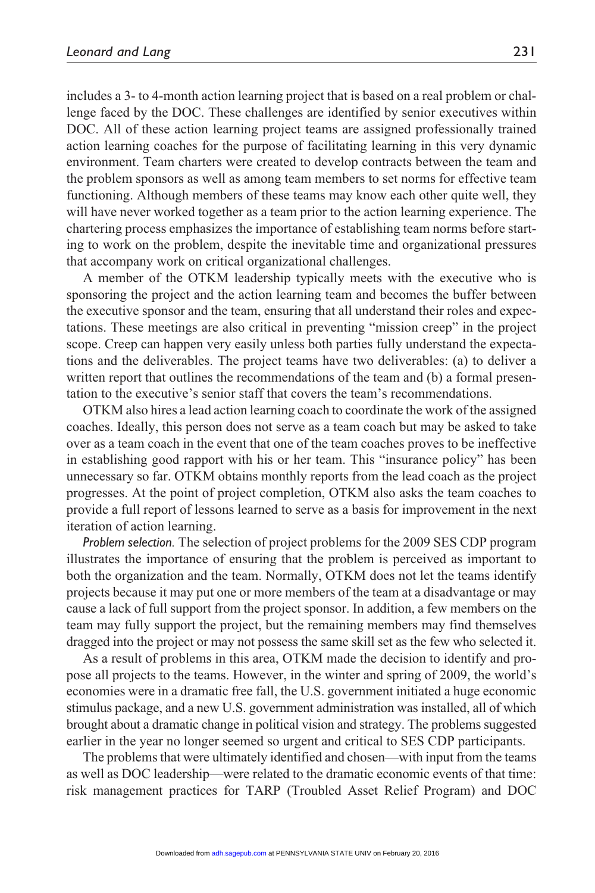includes a 3- to 4-month action learning project that is based on a real problem or challenge faced by the DOC. These challenges are identified by senior executives within DOC. All of these action learning project teams are assigned professionally trained action learning coaches for the purpose of facilitating learning in this very dynamic environment. Team charters were created to develop contracts between the team and the problem sponsors as well as among team members to set norms for effective team functioning. Although members of these teams may know each other quite well, they will have never worked together as a team prior to the action learning experience. The chartering process emphasizes the importance of establishing team norms before starting to work on the problem, despite the inevitable time and organizational pressures that accompany work on critical organizational challenges.

A member of the OTKM leadership typically meets with the executive who is sponsoring the project and the action learning team and becomes the buffer between the executive sponsor and the team, ensuring that all understand their roles and expectations. These meetings are also critical in preventing "mission creep" in the project scope. Creep can happen very easily unless both parties fully understand the expectations and the deliverables. The project teams have two deliverables: (a) to deliver a written report that outlines the recommendations of the team and (b) a formal presentation to the executive's senior staff that covers the team's recommendations.

OTKM also hires a lead action learning coach to coordinate the work of the assigned coaches. Ideally, this person does not serve as a team coach but may be asked to take over as a team coach in the event that one of the team coaches proves to be ineffective in establishing good rapport with his or her team. This "insurance policy" has been unnecessary so far. OTKM obtains monthly reports from the lead coach as the project progresses. At the point of project completion, OTKM also asks the team coaches to provide a full report of lessons learned to serve as a basis for improvement in the next iteration of action learning.

*Problem selection.* The selection of project problems for the 2009 SES CDP program illustrates the importance of ensuring that the problem is perceived as important to both the organization and the team. Normally, OTKM does not let the teams identify projects because it may put one or more members of the team at a disadvantage or may cause a lack of full support from the project sponsor. In addition, a few members on the team may fully support the project, but the remaining members may find themselves dragged into the project or may not possess the same skill set as the few who selected it.

As a result of problems in this area, OTKM made the decision to identify and propose all projects to the teams. However, in the winter and spring of 2009, the world's economies were in a dramatic free fall, the U.S. government initiated a huge economic stimulus package, and a new U.S. government administration was installed, all of which brought about a dramatic change in political vision and strategy. The problems suggested earlier in the year no longer seemed so urgent and critical to SES CDP participants.

The problems that were ultimately identified and chosen—with input from the teams as well as DOC leadership—were related to the dramatic economic events of that time: risk management practices for TARP (Troubled Asset Relief Program) and DOC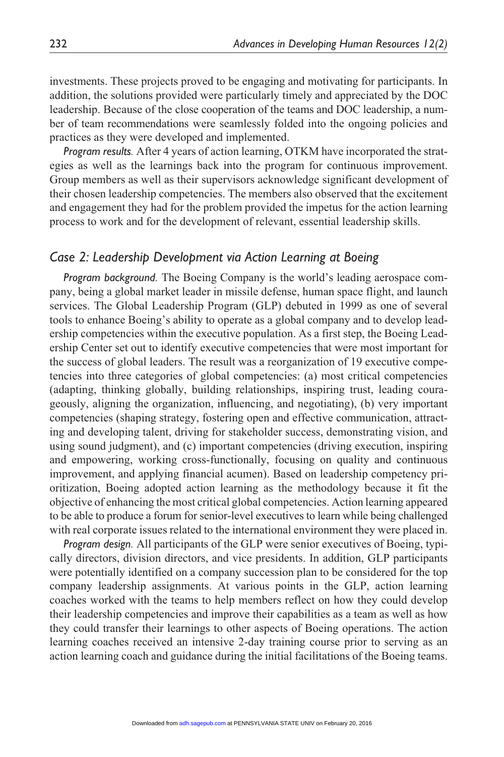investments. These projects proved to be engaging and motivating for participants. In addition, the solutions provided were particularly timely and appreciated by the DOC leadership. Because of the close cooperation of the teams and DOC leadership, a number of team recommendations were seamlessly folded into the ongoing policies and practices as they were developed and implemented.

*Program results.* After 4 years of action learning, OTKM have incorporated the strategies as well as the learnings back into the program for continuous improvement. Group members as well as their supervisors acknowledge significant development of their chosen leadership competencies. The members also observed that the excitement and engagement they had for the problem provided the impetus for the action learning process to work and for the development of relevant, essential leadership skills.

### *Case 2: Leadership Development via Action Learning at Boeing*

*Program background.* The Boeing Company is the world's leading aerospace company, being a global market leader in missile defense, human space flight, and launch services. The Global Leadership Program (GLP) debuted in 1999 as one of several tools to enhance Boeing's ability to operate as a global company and to develop leadership competencies within the executive population. As a first step, the Boeing Leadership Center set out to identify executive competencies that were most important for the success of global leaders. The result was a reorganization of 19 executive competencies into three categories of global competencies: (a) most critical competencies (adapting, thinking globally, building relationships, inspiring trust, leading courageously, aligning the organization, influencing, and negotiating), (b) very important competencies (shaping strategy, fostering open and effective communication, attracting and developing talent, driving for stakeholder success, demonstrating vision, and using sound judgment), and (c) important competencies (driving execution, inspiring and empowering, working cross-functionally, focusing on quality and continuous improvement, and applying financial acumen). Based on leadership competency prioritization, Boeing adopted action learning as the methodology because it fit the objective of enhancing the most critical global competencies. Action learning appeared to be able to produce a forum for senior-level executives to learn while being challenged with real corporate issues related to the international environment they were placed in.

*Program design.* All participants of the GLP were senior executives of Boeing, typically directors, division directors, and vice presidents. In addition, GLP participants were potentially identified on a company succession plan to be considered for the top company leadership assignments. At various points in the GLP, action learning coaches worked with the teams to help members reflect on how they could develop their leadership competencies and improve their capabilities as a team as well as how they could transfer their learnings to other aspects of Boeing operations. The action learning coaches received an intensive 2-day training course prior to serving as an action learning coach and guidance during the initial facilitations of the Boeing teams.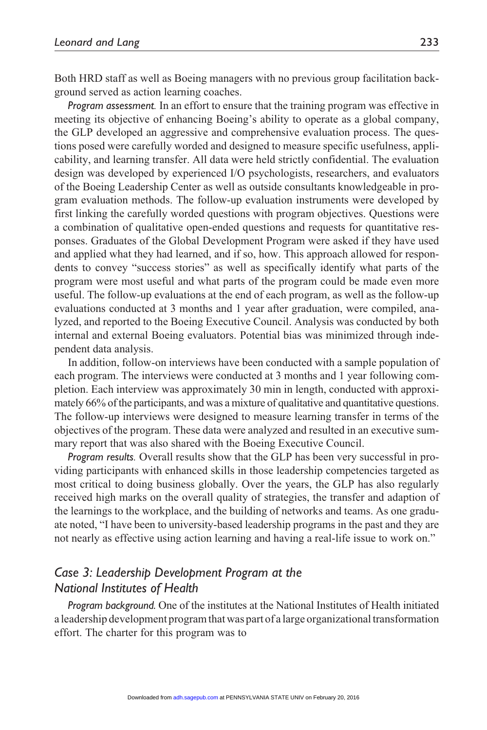Both HRD staff as well as Boeing managers with no previous group facilitation background served as action learning coaches.

*Program assessment.* In an effort to ensure that the training program was effective in meeting its objective of enhancing Boeing's ability to operate as a global company, the GLP developed an aggressive and comprehensive evaluation process. The questions posed were carefully worded and designed to measure specific usefulness, applicability, and learning transfer. All data were held strictly confidential. The evaluation design was developed by experienced I/O psychologists, researchers, and evaluators of the Boeing Leadership Center as well as outside consultants knowledgeable in program evaluation methods. The follow-up evaluation instruments were developed by first linking the carefully worded questions with program objectives. Questions were a combination of qualitative open-ended questions and requests for quantitative responses. Graduates of the Global Development Program were asked if they have used and applied what they had learned, and if so, how. This approach allowed for respondents to convey "success stories" as well as specifically identify what parts of the program were most useful and what parts of the program could be made even more useful. The follow-up evaluations at the end of each program, as well as the follow-up evaluations conducted at 3 months and 1 year after graduation, were compiled, analyzed, and reported to the Boeing Executive Council. Analysis was conducted by both internal and external Boeing evaluators. Potential bias was minimized through independent data analysis.

In addition, follow-on interviews have been conducted with a sample population of each program. The interviews were conducted at 3 months and 1 year following completion. Each interview was approximately 30 min in length, conducted with approximately 66% of the participants, and was a mixture of qualitative and quantitative questions. The follow-up interviews were designed to measure learning transfer in terms of the objectives of the program. These data were analyzed and resulted in an executive summary report that was also shared with the Boeing Executive Council.

*Program results.* Overall results show that the GLP has been very successful in providing participants with enhanced skills in those leadership competencies targeted as most critical to doing business globally. Over the years, the GLP has also regularly received high marks on the overall quality of strategies, the transfer and adaption of the learnings to the workplace, and the building of networks and teams. As one graduate noted, "I have been to university-based leadership programs in the past and they are not nearly as effective using action learning and having a real-life issue to work on."

## *Case 3: Leadership Development Program at the National Institutes of Health*

*Program background.* One of the institutes at the National Institutes of Health initiated a leadership development program that was part of a large organizational transformation effort. The charter for this program was to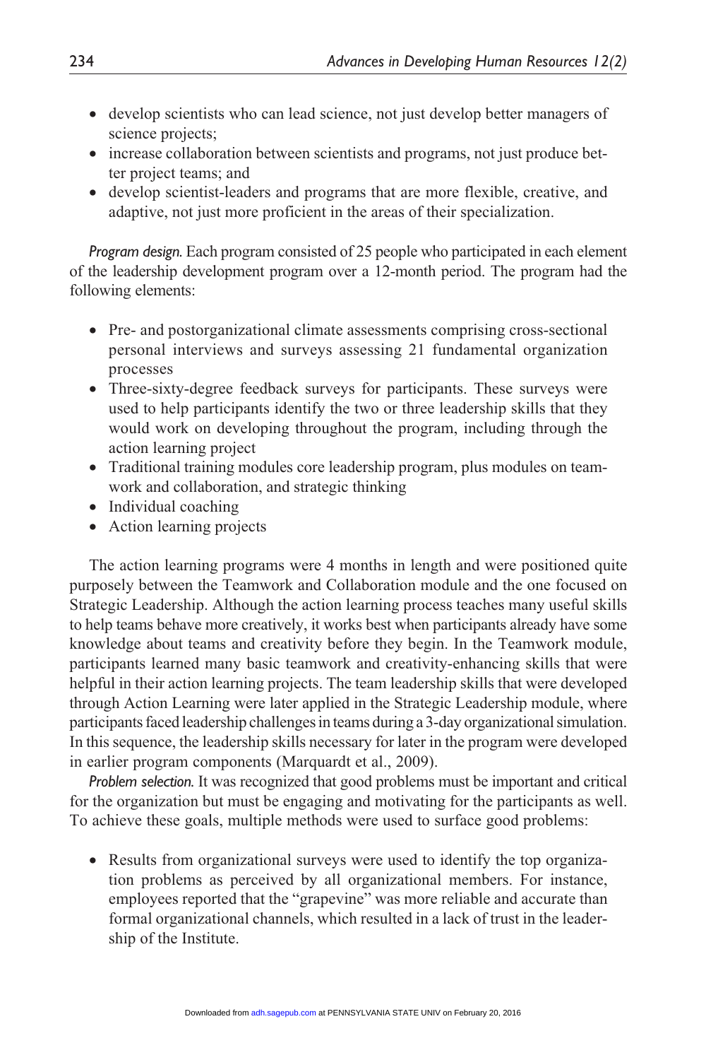- develop scientists who can lead science, not just develop better managers of science projects;
- increase collaboration between scientists and programs, not just produce better project teams; and
- develop scientist-leaders and programs that are more flexible, creative, and adaptive, not just more proficient in the areas of their specialization.

*Program design.* Each program consisted of 25 people who participated in each element of the leadership development program over a 12-month period. The program had the following elements:

- Pre- and postorganizational climate assessments comprising cross-sectional personal interviews and surveys assessing 21 fundamental organization processes
- Three-sixty-degree feedback surveys for participants. These surveys were used to help participants identify the two or three leadership skills that they would work on developing throughout the program, including through the action learning project
- Traditional training modules core leadership program, plus modules on teamwork and collaboration, and strategic thinking
- Individual coaching
- Action learning projects

The action learning programs were 4 months in length and were positioned quite purposely between the Teamwork and Collaboration module and the one focused on Strategic Leadership. Although the action learning process teaches many useful skills to help teams behave more creatively, it works best when participants already have some knowledge about teams and creativity before they begin. In the Teamwork module, participants learned many basic teamwork and creativity-enhancing skills that were helpful in their action learning projects. The team leadership skills that were developed through Action Learning were later applied in the Strategic Leadership module, where participants faced leadership challenges in teams during a 3-day organizational simulation. In this sequence, the leadership skills necessary for later in the program were developed in earlier program components (Marquardt et al., 2009).

*Problem selection.* It was recognized that good problems must be important and critical for the organization but must be engaging and motivating for the participants as well. To achieve these goals, multiple methods were used to surface good problems:

- Results from organizational surveys were used to identify the top organization problems as perceived by all organizational members. For instance, employees reported that the "grapevine" was more reliable and accurate than formal organizational channels, which resulted in a lack of trust in the leadership of the Institute.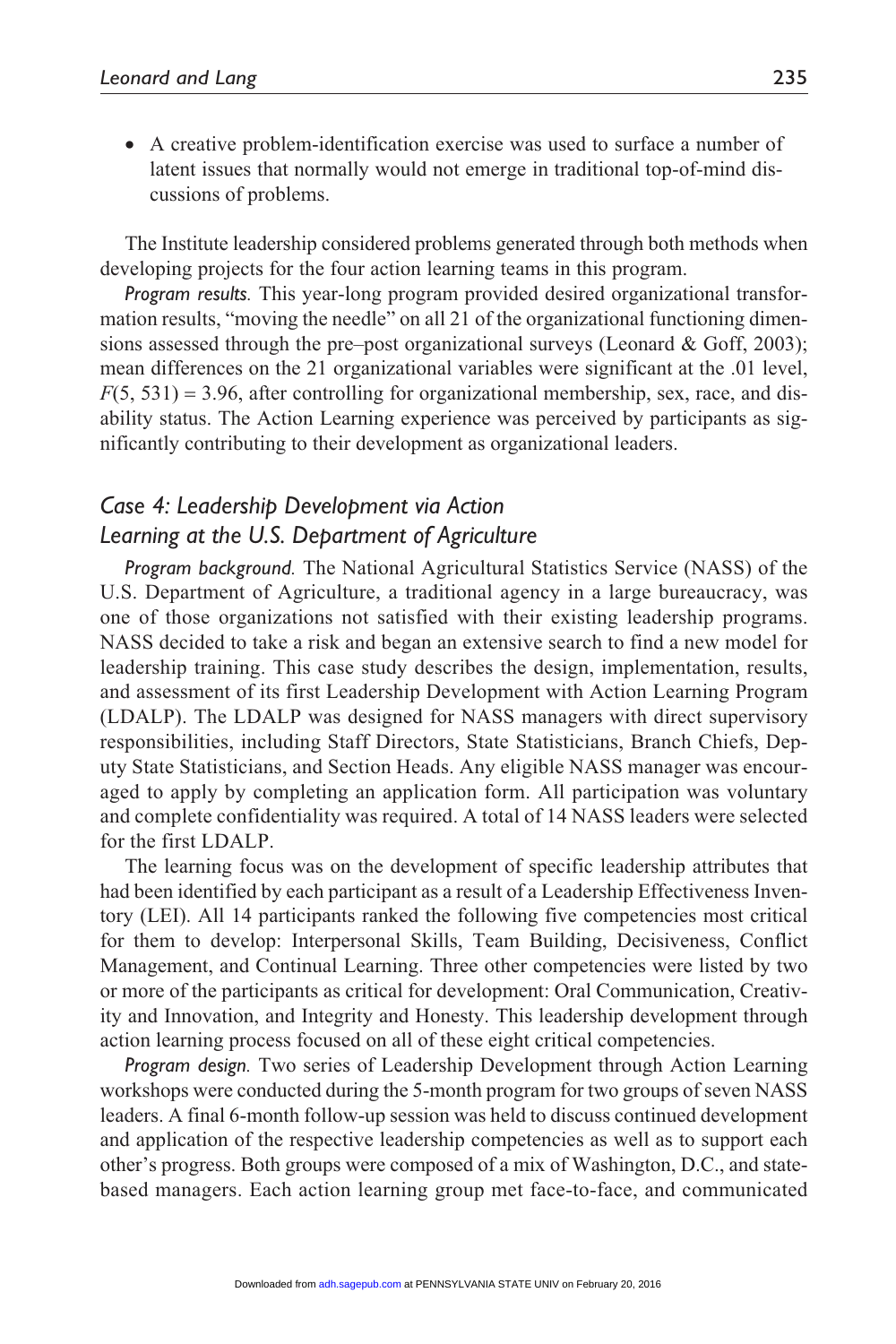- A creative problem-identification exercise was used to surface a number of latent issues that normally would not emerge in traditional top-of-mind discussions of problems.

The Institute leadership considered problems generated through both methods when developing projects for the four action learning teams in this program.

*Program results.* This year-long program provided desired organizational transformation results, "moving the needle" on all 21 of the organizational functioning dimensions assessed through the pre–post organizational surveys (Leonard & Goff, 2003); mean differences on the 21 organizational variables were significant at the .01 level, $F(5, 531) = 3.96$, after controlling for organizational membership, sex, race, and disability status. The Action Learning experience was perceived by participants as significantly contributing to their development as organizational leaders.

## *Case 4: Leadership Development via Action Learning at the U.S. Department of Agriculture*

*Program background.* The National Agricultural Statistics Service (NASS) of the U.S. Department of Agriculture, a traditional agency in a large bureaucracy, was one of those organizations not satisfied with their existing leadership programs. NASS decided to take a risk and began an extensive search to find a new model for leadership training. This case study describes the design, implementation, results, and assessment of its first Leadership Development with Action Learning Program (LDALP). The LDALP was designed for NASS managers with direct supervisory responsibilities, including Staff Directors, State Statisticians, Branch Chiefs, Deputy State Statisticians, and Section Heads. Any eligible NASS manager was encouraged to apply by completing an application form. All participation was voluntary and complete confidentiality was required. A total of 14 NASS leaders were selected for the first LDALP.

The learning focus was on the development of specific leadership attributes that had been identified by each participant as a result of a Leadership Effectiveness Inventory (LEI). All 14 participants ranked the following five competencies most critical for them to develop: Interpersonal Skills, Team Building, Decisiveness, Conflict Management, and Continual Learning. Three other competencies were listed by two or more of the participants as critical for development: Oral Communication, Creativity and Innovation, and Integrity and Honesty. This leadership development through action learning process focused on all of these eight critical competencies.

*Program design.* Two series of Leadership Development through Action Learning workshops were conducted during the 5-month program for two groups of seven NASS leaders. A final 6-month follow-up session was held to discuss continued development and application of the respective leadership competencies as well as to support each other's progress. Both groups were composed of a mix of Washington, D.C., and state-based managers. Each action learning group met face-to-face, and communicated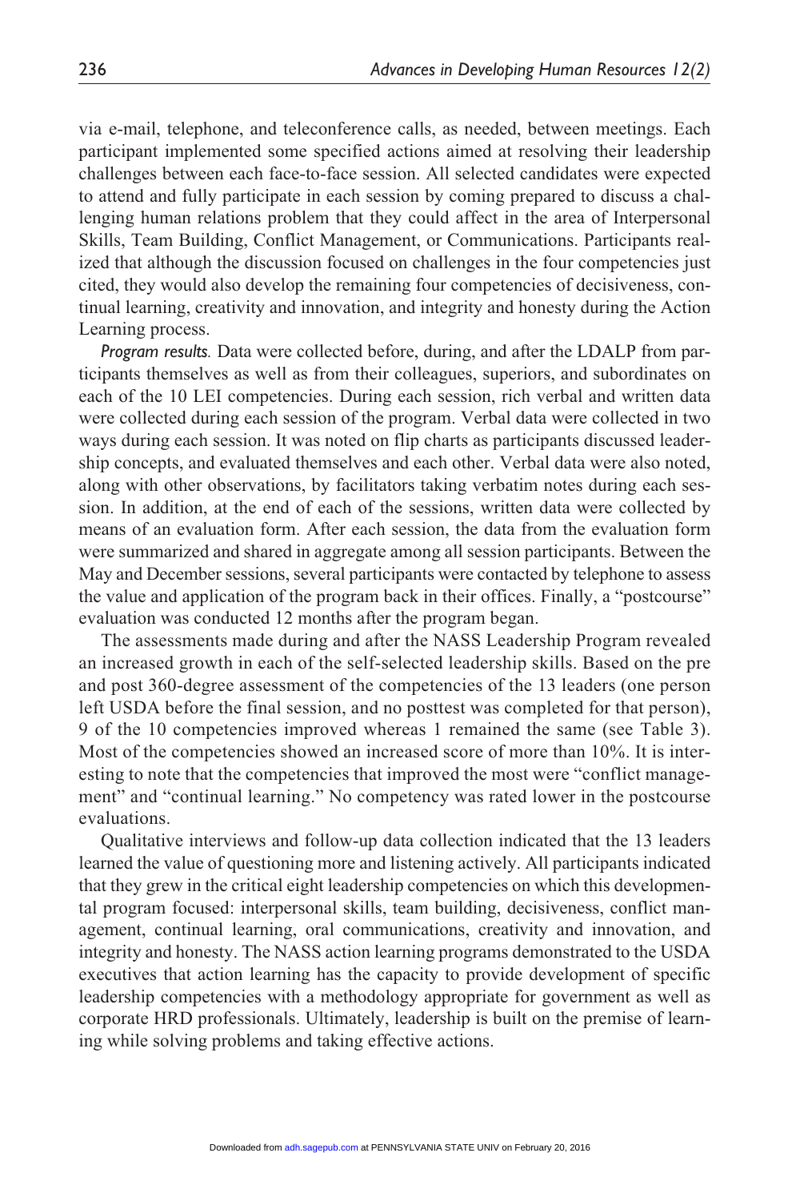via e-mail, telephone, and teleconference calls, as needed, between meetings. Each participant implemented some specified actions aimed at resolving their leadership challenges between each face-to-face session. All selected candidates were expected to attend and fully participate in each session by coming prepared to discuss a challenging human relations problem that they could affect in the area of Interpersonal Skills, Team Building, Conflict Management, or Communications. Participants realized that although the discussion focused on challenges in the four competencies just cited, they would also develop the remaining four competencies of decisiveness, continual learning, creativity and innovation, and integrity and honesty during the Action Learning process.

*Program results.* Data were collected before, during, and after the LDALP from participants themselves as well as from their colleagues, superiors, and subordinates on each of the 10 LEI competencies. During each session, rich verbal and written data were collected during each session of the program. Verbal data were collected in two ways during each session. It was noted on flip charts as participants discussed leadership concepts, and evaluated themselves and each other. Verbal data were also noted, along with other observations, by facilitators taking verbatim notes during each session. In addition, at the end of each of the sessions, written data were collected by means of an evaluation form. After each session, the data from the evaluation form were summarized and shared in aggregate among all session participants. Between the May and December sessions, several participants were contacted by telephone to assess the value and application of the program back in their offices. Finally, a "postcourse" evaluation was conducted 12 months after the program began.

The assessments made during and after the NASS Leadership Program revealed an increased growth in each of the self-selected leadership skills. Based on the pre and post 360-degree assessment of the competencies of the 13 leaders (one person left USDA before the final session, and no posttest was completed for that person), 9 of the 10 competencies improved whereas 1 remained the same (see Table 3). Most of the competencies showed an increased score of more than 10%. It is interesting to note that the competencies that improved the most were "conflict management" and "continual learning." No competency was rated lower in the postcourse evaluations.

Qualitative interviews and follow-up data collection indicated that the 13 leaders learned the value of questioning more and listening actively. All participants indicated that they grew in the critical eight leadership competencies on which this developmental program focused: interpersonal skills, team building, decisiveness, conflict management, continual learning, oral communications, creativity and innovation, and integrity and honesty. The NASS action learning programs demonstrated to the USDA executives that action learning has the capacity to provide development of specific leadership competencies with a methodology appropriate for government as well as corporate HRD professionals. Ultimately, leadership is built on the premise of learning while solving problems and taking effective actions.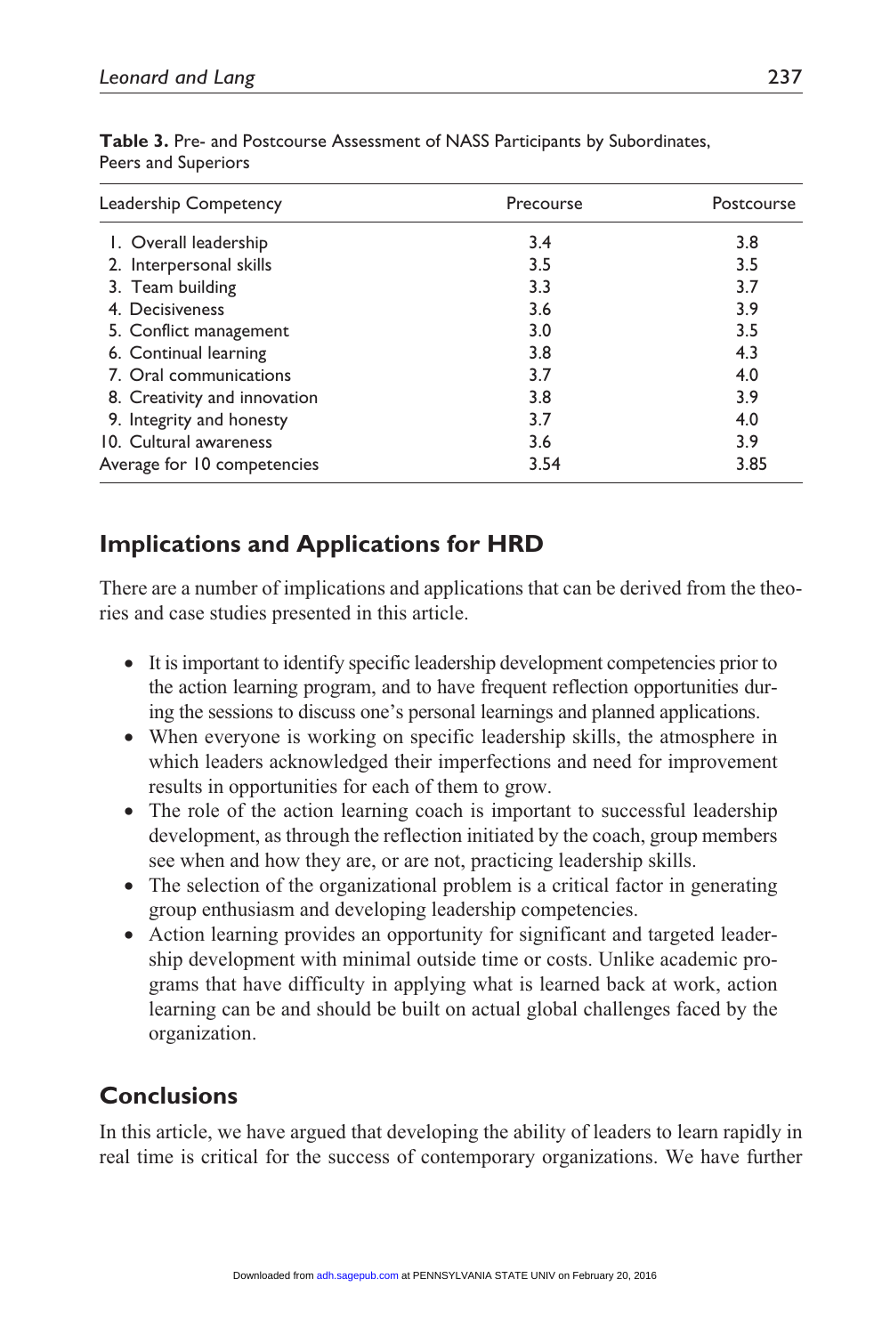**Table 3.** Pre- and Postcourse Assessment of NASS Participants by Subordinates, Peers and Superiors

| Leadership Competency | Precourse | Postcourse |
|---|---|---|
| 1. Overall leadership | 3.4 | 3.8 |
| 2. Interpersonal skills | 3.5 | 3.5 |
| 3. Team building | 3.3 | 3.7 |
| 4. Decisiveness | 3.6 | 3.9 |
| 5. Conflict management | 3.0 | 3.5 |
| 6. Continual learning | 3.8 | 4.3 |
| 7. Oral communications | 3.7 | 4.0 |
| 8. Creativity and innovation | 3.8 | 3.9 |
| 9. Integrity and honesty | 3.7 | 4.0 |
| 10. Cultural awareness | 3.6 | 3.9 |
| Average for 10 competencies | 3.54 | 3.85 |

## Implications and Applications for HRD

There are a number of implications and applications that can be derived from the theories and case studies presented in this article.

- It is important to identify specific leadership development competencies prior to the action learning program, and to have frequent reflection opportunities during the sessions to discuss one's personal learnings and planned applications.
- When everyone is working on specific leadership skills, the atmosphere in which leaders acknowledged their imperfections and need for improvement results in opportunities for each of them to grow.
- The role of the action learning coach is important to successful leadership development, as through the reflection initiated by the coach, group members see when and how they are, or are not, practicing leadership skills.
- The selection of the organizational problem is a critical factor in generating group enthusiasm and developing leadership competencies.
- Action learning provides an opportunity for significant and targeted leadership development with minimal outside time or costs. Unlike academic programs that have difficulty in applying what is learned back at work, action learning can be and should be built on actual global challenges faced by the organization.

## Conclusions

In this article, we have argued that developing the ability of leaders to learn rapidly in real time is critical for the success of contemporary organizations. We have further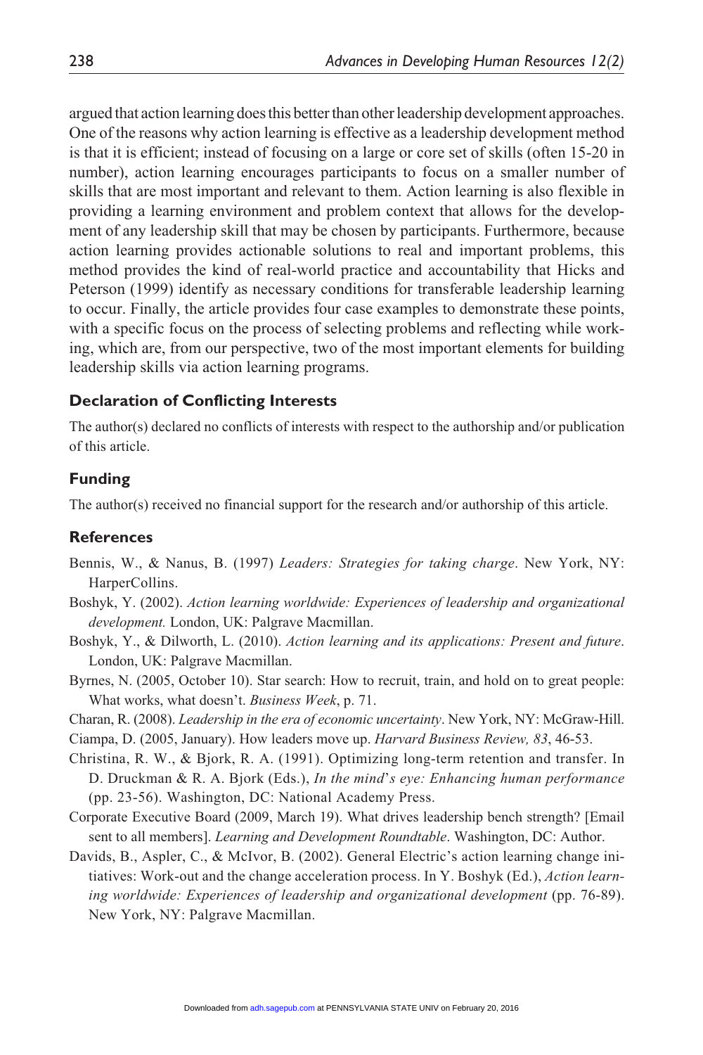argued that action learning does this better than other leadership development approaches. One of the reasons why action learning is effective as a leadership development method is that it is efficient; instead of focusing on a large or core set of skills (often 15-20 in number), action learning encourages participants to focus on a smaller number of skills that are most important and relevant to them. Action learning is also flexible in providing a learning environment and problem context that allows for the development of any leadership skill that may be chosen by participants. Furthermore, because action learning provides actionable solutions to real and important problems, this method provides the kind of real-world practice and accountability that Hicks and Peterson (1999) identify as necessary conditions for transferable leadership learning to occur. Finally, the article provides four case examples to demonstrate these points, with a specific focus on the process of selecting problems and reflecting while working, which are, from our perspective, two of the most important elements for building leadership skills via action learning programs.

### Declaration of Conflicting Interests

The author(s) declared no conflicts of interests with respect to the authorship and/or publication of this article.

### Funding

The author(s) received no financial support for the research and/or authorship of this article.

### References

Bennis, W., & Nanus, B. (1997) *Leaders: Strategies for taking charge*. New York, NY: HarperCollins.

Boshyk, Y. (2002). *Action learning worldwide: Experiences of leadership and organizational development.* London, UK: Palgrave Macmillan.

Boshyk, Y., & Dilworth, L. (2010). *Action learning and its applications: Present and future*. London, UK: Palgrave Macmillan.

Byrnes, N. (2005, October 10). Star search: How to recruit, train, and hold on to great people: What works, what doesn't. *Business Week*, p. 71.

Charan, R. (2008). *Leadership in the era of economic uncertainty*. New York, NY: McGraw-Hill.

Ciampa, D. (2005, January). How leaders move up. *Harvard Business Review, 83*, 46-53.

Christina, R. W., & Bjork, R. A. (1991). Optimizing long-term retention and transfer. In D. Druckman & R. A. Bjork (Eds.), *In the mind's eye: Enhancing human performance* (pp. 23-56). Washington, DC: National Academy Press.

Corporate Executive Board (2009, March 19). What drives leadership bench strength? [Email sent to all members]. *Learning and Development Roundtable*. Washington, DC: Author.

Davids, B., Aspler, C., & McIvor, B. (2002). General Electric's action learning change initiatives: Work-out and the change acceleration process. In Y. Boshyk (Ed.), *Action learning worldwide: Experiences of leadership and organizational development* (pp. 76-89). New York, NY: Palgrave Macmillan.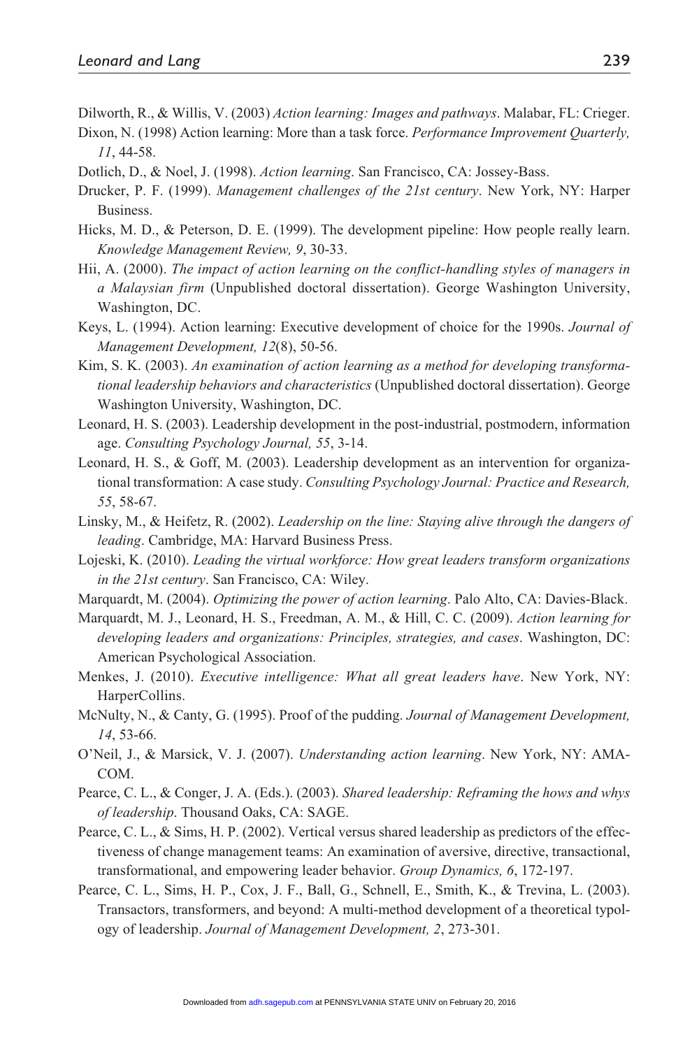Dilworth, R., & Willis, V. (2003) *Action learning: Images and pathways*. Malabar, FL: Crieger.

Dixon, N. (1998) Action learning: More than a task force. *Performance Improvement Quarterly, 11*, 44-58.

Dotlich, D., & Noel, J. (1998). *Action learning*. San Francisco, CA: Jossey-Bass.

Drucker, P. F. (1999). *Management challenges of the 21st century*. New York, NY: Harper Business.

Hicks, M. D., & Peterson, D. E. (1999). The development pipeline: How people really learn. *Knowledge Management Review, 9*, 30-33.

Hii, A. (2000). *The impact of action learning on the conflict-handling styles of managers in a Malaysian firm* (Unpublished doctoral dissertation). George Washington University, Washington, DC.

Keys, L. (1994). Action learning: Executive development of choice for the 1990s. *Journal of Management Development, 12*(8), 50-56.

Kim, S. K. (2003). *An examination of action learning as a method for developing transformational leadership behaviors and characteristics* (Unpublished doctoral dissertation). George Washington University, Washington, DC.

Leonard, H. S. (2003). Leadership development in the post-industrial, postmodern, information age. *Consulting Psychology Journal, 55*, 3-14.

Leonard, H. S., & Goff, M. (2003). Leadership development as an intervention for organizational transformation: A case study. *Consulting Psychology Journal: Practice and Research, 55*, 58-67.

Linsky, M., & Heifetz, R. (2002). *Leadership on the line: Staying alive through the dangers of leading*. Cambridge, MA: Harvard Business Press.

Lojeski, K. (2010). *Leading the virtual workforce: How great leaders transform organizations in the 21st century*. San Francisco, CA: Wiley.

Marquardt, M. (2004). *Optimizing the power of action learning*. Palo Alto, CA: Davies-Black.

Marquardt, M. J., Leonard, H. S., Freedman, A. M., & Hill, C. C. (2009). *Action learning for developing leaders and organizations: Principles, strategies, and cases*. Washington, DC: American Psychological Association.

Menkes, J. (2010). *Executive intelligence: What all great leaders have*. New York, NY: HarperCollins.

McNulty, N., & Canty, G. (1995). Proof of the pudding. *Journal of Management Development, 14*, 53-66.

O'Neil, J., & Marsick, V. J. (2007). *Understanding action learning*. New York, NY: AMACOM.

Pearce, C. L., & Conger, J. A. (Eds.). (2003). *Shared leadership: Reframing the hows and whys of leadership*. Thousand Oaks, CA: SAGE.

Pearce, C. L., & Sims, H. P. (2002). Vertical versus shared leadership as predictors of the effectiveness of change management teams: An examination of aversive, directive, transactional, transformational, and empowering leader behavior. *Group Dynamics, 6*, 172-197.

Pearce, C. L., Sims, H. P., Cox, J. F., Ball, G., Schnell, E., Smith, K., & Trevina, L. (2003). Transactors, transformers, and beyond: A multi-method development of a theoretical typology of leadership. *Journal of Management Development, 2*, 273-301.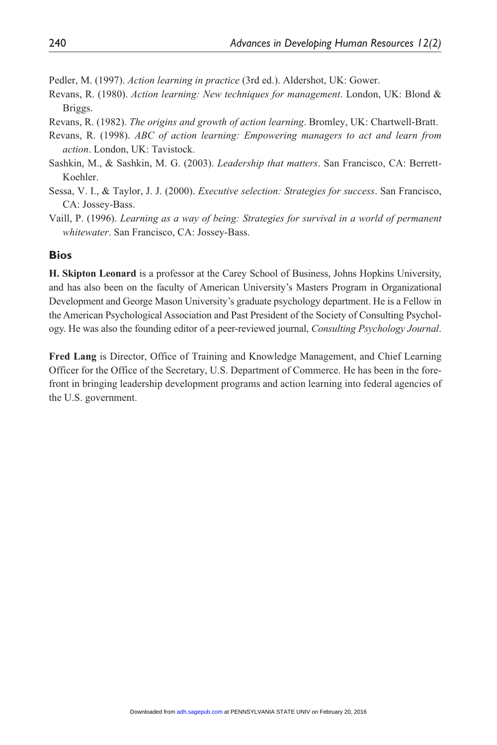Pedler, M. (1997). *Action learning in practice* (3rd ed.). Aldershot, UK: Gower.

Revans, R. (1980). *Action learning: New techniques for management*. London, UK: Blond & Briggs.

Revans, R. (1982). *The origins and growth of action learning*. Bromley, UK: Chartwell-Bratt.

Revans, R. (1998). *ABC of action learning: Empowering managers to act and learn from action*. London, UK: Tavistock.

Sashkin, M., & Sashkin, M. G. (2003). *Leadership that matters*. San Francisco, CA: Berrett-Koehler.

Sessa, V. I., & Taylor, J. J. (2000). *Executive selection: Strategies for success*. San Francisco, CA: Jossey-Bass.

Vaill, P. (1996). *Learning as a way of being: Strategies for survival in a world of permanent whitewater*. San Francisco, CA: Jossey-Bass.

## Bios

**H. Skipton Leonard** is a professor at the Carey School of Business, Johns Hopkins University, and has also been on the faculty of American University's Masters Program in Organizational Development and George Mason University's graduate psychology department. He is a Fellow in the American Psychological Association and Past President of the Society of Consulting Psychology. He was also the founding editor of a peer-reviewed journal, *Consulting Psychology Journal*.

**Fred Lang** is Director, Office of Training and Knowledge Management, and Chief Learning Officer for the Office of the Secretary, U.S. Department of Commerce. He has been in the forefront in bringing leadership development programs and action learning into federal agencies of the U.S. government.